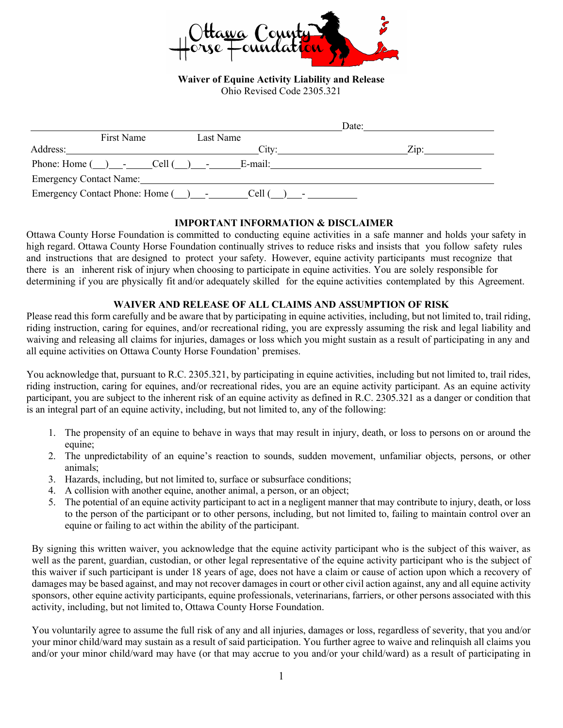Ottawa County Horse Foundation

**Waiver of Equine Activity Liability and Release**
Ohio Revised Code 2305.321

_______________________________________________ Date: ____________________

First Name Last Name

Address: ______________________________ City: ____________________ Zip: ____________

Phone: Home (__)___-_____ Cell (__)___-______ E-mail: ________________________________

Emergency Contact Name: ______________________________________________________

Emergency Contact Phone: Home (__)___-________ Cell (__)___-__________

## IMPORTANT INFORMATION & DISCLAIMER

Ottawa County Horse Foundation is committed to conducting equine activities in a safe manner and holds your safety in high regard. Ottawa County Horse Foundation continually strives to reduce risks and insists that you follow safety rules and instructions that are designed to protect your safety. However, equine activity participants must recognize that there is an inherent risk of injury when choosing to participate in equine activities. You are solely responsible for determining if you are physically fit and/or adequately skilled for the equine activities contemplated by this Agreement.

## WAIVER AND RELEASE OF ALL CLAIMS AND ASSUMPTION OF RISK

Please read this form carefully and be aware that by participating in equine activities, including, but not limited to, trail riding, riding instruction, caring for equines, and/or recreational riding, you are expressly assuming the risk and legal liability and waiving and releasing all claims for injuries, damages or loss which you might sustain as a result of participating in any and all equine activities on Ottawa County Horse Foundation' premises.

You acknowledge that, pursuant to R.C. 2305.321, by participating in equine activities, including but not limited to, trail rides, riding instruction, caring for equines, and/or recreational rides, you are an equine activity participant. As an equine activity participant, you are subject to the inherent risk of an equine activity as defined in R.C. 2305.321 as a danger or condition that is an integral part of an equine activity, including, but not limited to, any of the following:

1. The propensity of an equine to behave in ways that may result in injury, death, or loss to persons on or around the equine;
2. The unpredictability of an equine's reaction to sounds, sudden movement, unfamiliar objects, persons, or other animals;
3. Hazards, including, but not limited to, surface or subsurface conditions;
4. A collision with another equine, another animal, a person, or an object;
5. The potential of an equine activity participant to act in a negligent manner that may contribute to injury, death, or loss to the person of the participant or to other persons, including, but not limited to, failing to maintain control over an equine or failing to act within the ability of the participant.

By signing this written waiver, you acknowledge that the equine activity participant who is the subject of this waiver, as well as the parent, guardian, custodian, or other legal representative of the equine activity participant who is the subject of this waiver if such participant is under 18 years of age, does not have a claim or cause of action upon which a recovery of damages may be based against, and may not recover damages in court or other civil action against, any and all equine activity sponsors, other equine activity participants, equine professionals, veterinarians, farriers, or other persons associated with this activity, including, but not limited to, Ottawa County Horse Foundation.

You voluntarily agree to assume the full risk of any and all injuries, damages or loss, regardless of severity, that you and/or your minor child/ward may sustain as a result of said participation. You further agree to waive and relinquish all claims you and/or your minor child/ward may have (or that may accrue to you and/or your child/ward) as a result of participating in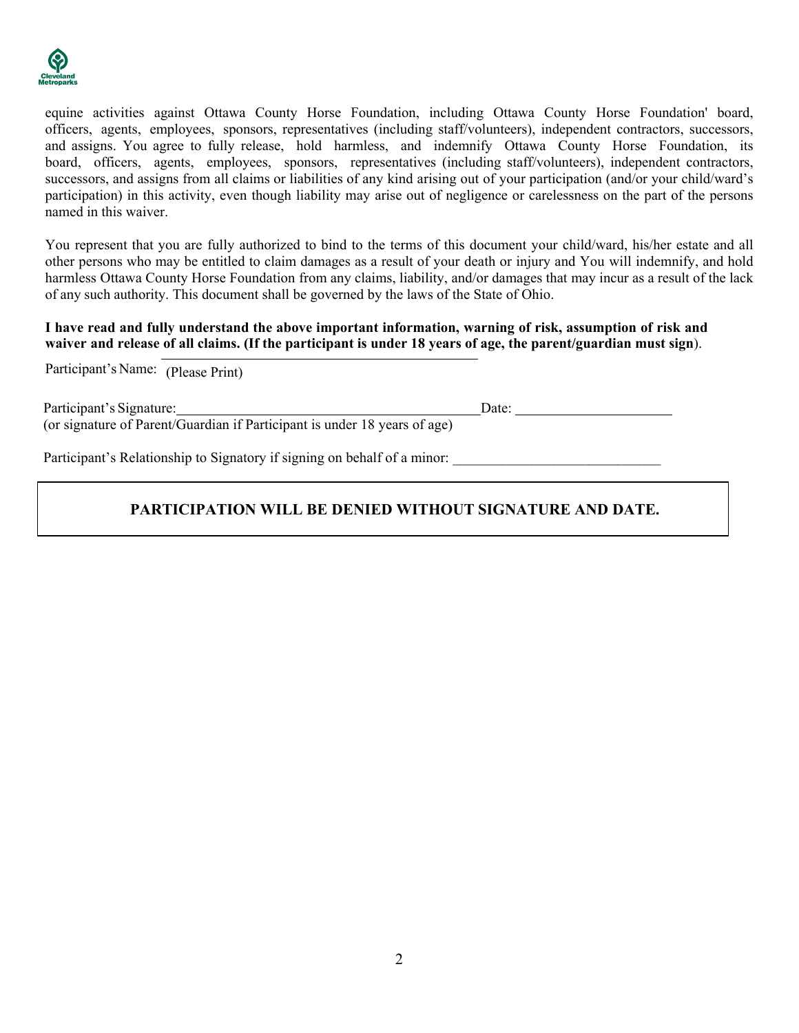equine activities against Ottawa County Horse Foundation, including Ottawa County Horse Foundation' board, officers, agents, employees, sponsors, representatives (including staff/volunteers), independent contractors, successors, and assigns. You agree to fully release, hold harmless, and indemnify Ottawa County Horse Foundation, its board, officers, agents, employees, sponsors, representatives (including staff/volunteers), independent contractors, successors, and assigns from all claims or liabilities of any kind arising out of your participation (and/or your child/ward's participation) in this activity, even though liability may arise out of negligence or carelessness on the part of the persons named in this waiver.

You represent that you are fully authorized to bind to the terms of this document your child/ward, his/her estate and all other persons who may be entitled to claim damages as a result of your death or injury and You will indemnify, and hold harmless Ottawa County Horse Foundation from any claims, liability, and/or damages that may incur as a result of the lack of any such authority. This document shall be governed by the laws of the State of Ohio.

**I have read and fully understand the above important information, warning of risk, assumption of risk and waiver and release of all claims. (If the participant is under 18 years of age, the parent/guardian must sign)**.

Participant's Name: ______________________________
(Please Print)

Participant's Signature: ______________________________ Date: ____________________
(or signature of Parent/Guardian if Participant is under 18 years of age)

Participant's Relationship to Signatory if signing on behalf of a minor: ____________________________

**PARTICIPATION WILL BE DENIED WITHOUT SIGNATURE AND DATE.**